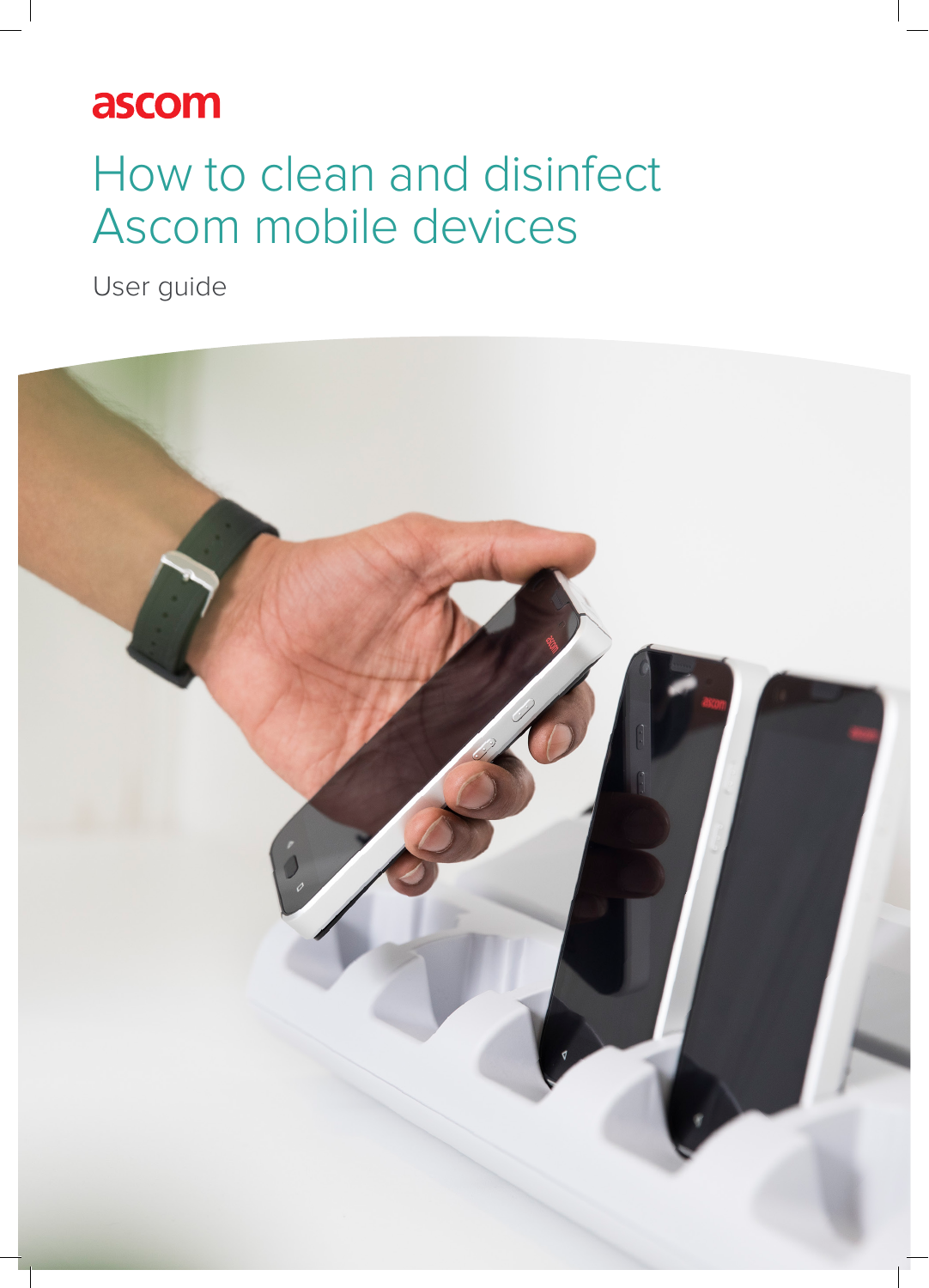ascom

# How to clean and disinfect Ascom mobile devices

User guide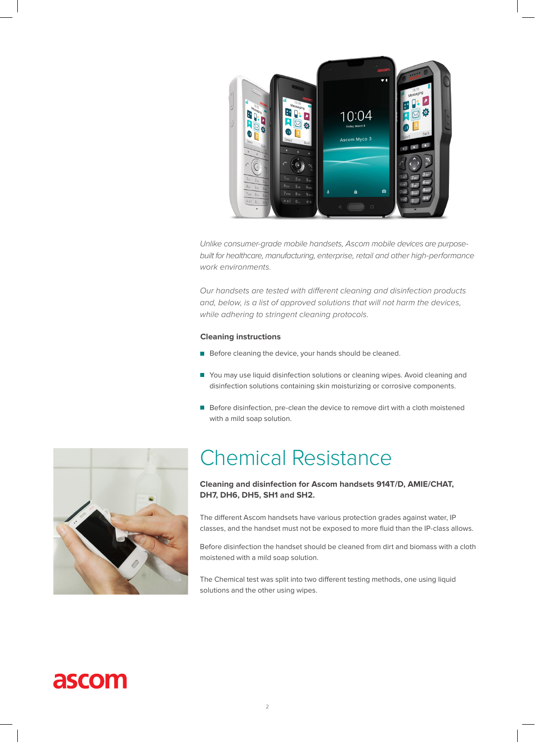*Unlike consumer-grade mobile handsets, Ascom mobile devices are purpose-built for healthcare, manufacturing, enterprise, retail and other high-performance work environments.*

*Our handsets are tested with different cleaning and disinfection products and, below, is a list of approved solutions that will not harm the devices, while adhering to stringent cleaning protocols.*

**Cleaning instructions**

- Before cleaning the device, your hands should be cleaned.
- You may use liquid disinfection solutions or cleaning wipes. Avoid cleaning and disinfection solutions containing skin moisturizing or corrosive components.
- Before disinfection, pre-clean the device to remove dirt with a cloth moistened with a mild soap solution.

# Chemical Resistance

**Cleaning and disinfection for Ascom handsets 914T/D, AMIE/CHAT, DH7, DH6, DH5, SH1 and SH2.**

The different Ascom handsets have various protection grades against water, IP classes, and the handset must not be exposed to more fluid than the IP-class allows.

Before disinfection the handset should be cleaned from dirt and biomass with a cloth moistened with a mild soap solution.

The Chemical test was split into two different testing methods, one using liquid solutions and the other using wipes.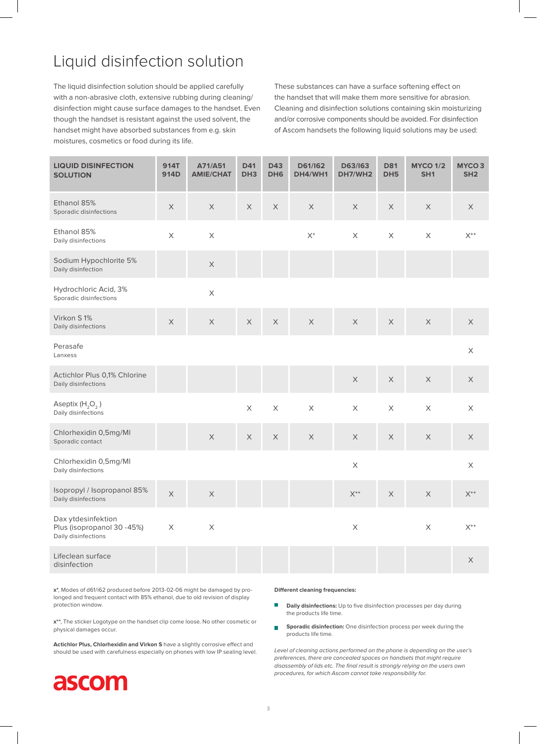# Liquid disinfection solution

The liquid disinfection solution should be applied carefully with a non-abrasive cloth, extensive rubbing during cleaning/disinfection might cause surface damages to the handset. Even though the handset is resistant against the used solvent, the handset might have absorbed substances from e.g. skin moistures, cosmetics or food during its life.

These substances can have a surface softening effect on the handset that will make them more sensitive for abrasion. Cleaning and disinfection solutions containing skin moisturizing and/or corrosive components should be avoided. For disinfection of Ascom handsets the following liquid solutions may be used:

| LIQUID DISINFECTION SOLUTION | 914T 914D | A71/A51 AMIE/CHAT | D41 DH3 | D43 DH6 | D61/I62 DH4/WH1 | D63/I63 DH7/WH2 | D81 DH5 | MYCO 1/2 SH1 | MYCO 3 SH2 |
|---|---|---|---|---|---|---|---|---|---|
| Ethanol 85% Sporadic disinfections | X | X | X | X | X | X | X | X | X |
| Ethanol 85% Daily disinfections | X | X | | | X* | X | X | X | X** |
| Sodium Hypochlorite 5% Daily disinfection | | X | | | | | | | |
| Hydrochloric Acid, 3% Sporadic disinfections | | X | | | | | | | |
| Virkon S 1% Daily disinfections | X | X | X | X | X | X | X | X | X |
| Perasafe Lanxess | | | | | | | | | X |
| Actichlor Plus 0,1% Chlorine Daily disinfections | | | | | | X | X | X | X |
| Aseptix ($H_2O_2$) Daily disinfections | | | X | X | X | X | X | X | X |
| Chlorhexidin 0,5mg/Ml Sporadic contact | | X | X | X | X | X | X | X | X |
| Chlorhexidin 0,5mg/Ml Daily disinfections | | | | | | X | | | X |
| Isopropyl / Isopropanol 85% Daily disinfections | X | X | | | | X** | X | X | X** |
| Dax ytdesinfektion Plus (isopropanol 30 -45%) Daily disinfections | X | X | | | | X | | X | X** |
| Lifeclean surface disinfection | | | | | | | | | X |

**x***, Modes of d61/i62 produced before 2013-02-06 might be damaged by prolonged and frequent contact with 85% ethanol, due to old revision of display protection window.

**x****, The sticker Logotype on the handset clip come loose. No other cosmetic or physical damages occur.

**Actichlor Plus, Chlorhexidin and Virkon S** have a slightly corrosive effect and should be used with carefulness especially on phones with low IP sealing level.

**Different cleaning frequencies:**

- **Daily disinfections:** Up to five disinfection processes per day during the products life time.
- **Sporadic disinfection:** One disinfection process per week during the products life time.

*Level of cleaning actions performed on the phone is depending on the user's preferences, there are concealed spaces on handsets that might require disassembly of lids etc. The final result is strongly relying on the users own procedures, for which Ascom cannot take responsibility for.*

ascom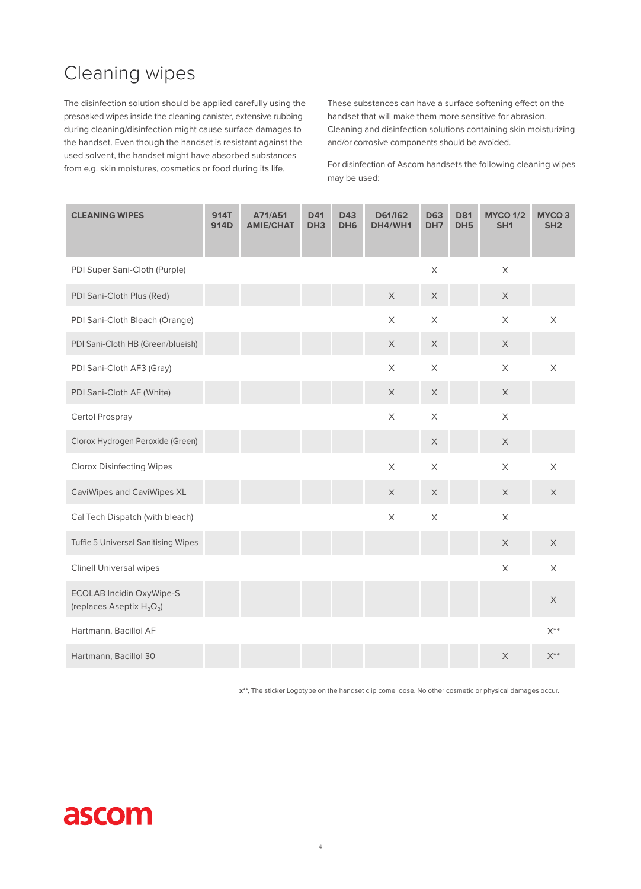# Cleaning wipes

The disinfection solution should be applied carefully using the presoaked wipes inside the cleaning canister, extensive rubbing during cleaning/disinfection might cause surface damages to the handset. Even though the handset is resistant against the used solvent, the handset might have absorbed substances from e.g. skin moistures, cosmetics or food during its life.

These substances can have a surface softening effect on the handset that will make them more sensitive for abrasion. Cleaning and disinfection solutions containing skin moisturizing and/or corrosive components should be avoided.

For disinfection of Ascom handsets the following cleaning wipes may be used:

| CLEANING WIPES | 914T 914D | A71/A51 AMIE/CHAT | D41 DH3 | D43 DH6 | D61/I62 DH4/WH1 | D63 DH7 | D81 DH5 | MYCO 1/2 SH1 | MYCO 3 SH2 |
|---|---|---|---|---|---|---|---|---|---|
| PDI Super Sani-Cloth (Purple) | | | | | | X | | X | |
| PDI Sani-Cloth Plus (Red) | | | | | X | X | | X | |
| PDI Sani-Cloth Bleach (Orange) | | | | | X | X | | X | X |
| PDI Sani-Cloth HB (Green/blueish) | | | | | X | X | | X | |
| PDI Sani-Cloth AF3 (Gray) | | | | | X | X | | X | X |
| PDI Sani-Cloth AF (White) | | | | | X | X | | X | |
| Certol Prospray | | | | | X | X | | X | |
| Clorox Hydrogen Peroxide (Green) | | | | | | X | | X | |
| Clorox Disinfecting Wipes | | | | | X | X | | X | X |
| CaviWipes and CaviWipes XL | | | | | X | X | | X | X |
| Cal Tech Dispatch (with bleach) | | | | | X | X | | X | |
| Tuffie 5 Universal Sanitising Wipes | | | | | | | | X | X |
| Clinell Universal wipes | | | | | | | | X | X |
| ECOLAB Incidin OxyWipe-S (replaces Aseptix $H_2O_2$) | | | | | | | | | X |
| Hartmann, Bacillol AF | | | | | | | | | X** |
| Hartmann, Bacillol 30 | | | | | | | | X | X** |

**x****. The sticker Logotype on the handset clip come loose. No other cosmetic or physical damages occur.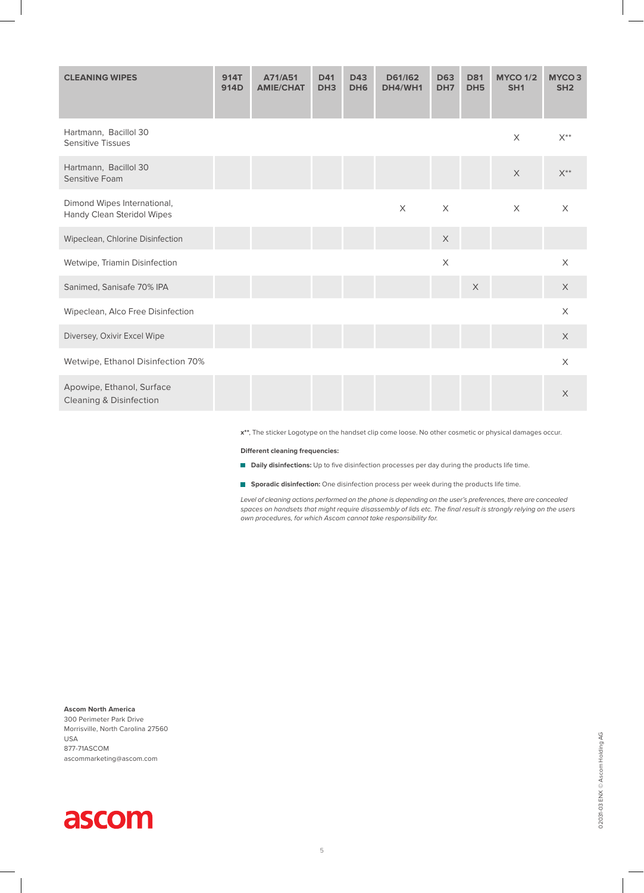| CLEANING WIPES | 914T 914D | A71/A51 AMIE/CHAT | D41 DH3 | D43 DH6 | D61/I62 DH4/WH1 | D63 DH7 | D81 DH5 | MYCO 1/2 SH1 | MYCO 3 SH2 |
|---|---|---|---|---|---|---|---|---|---|
| Hartmann, Bacillol 30 Sensitive Tissues | | | | | | | | X | X** |
| Hartmann, Bacillol 30 Sensitive Foam | | | | | | | | X | X** |
| Dimond Wipes International, Handy Clean Steridol Wipes | | | | | X | X | | X | X |
| Wipeclean, Chlorine Disinfection | | | | | | X | | | |
| Wetwipe, Triamin Disinfection | | | | | | X | | | X |
| Sanimed, Sanisafe 70% IPA | | | | | | | X | | X |
| Wipeclean, Alco Free Disinfection | | | | | | | | | X |
| Diversey, Oxivir Excel Wipe | | | | | | | | | X |
| Wetwipe, Ethanol Disinfection 70% | | | | | | | | | X |
| Apowipe, Ethanol, Surface Cleaning & Disinfection | | | | | | | | | X |

**x****. The sticker Logotype on the handset clip come loose. No other cosmetic or physical damages occur.

**Different cleaning frequencies:**

- **Daily disinfections:** Up to five disinfection processes per day during the products life time.
- **Sporadic disinfection:** One disinfection process per week during the products life time.

*Level of cleaning actions performed on the phone is depending on the user's preferences, there are concealed spaces on handsets that might require disassembly of lids etc. The final result is strongly relying on the users own procedures, for which Ascom cannot take responsibility for.*

**Ascom North America**
300 Perimeter Park Drive
Morrisville, North Carolina 27560
USA
877-71ASCOM
ascommarketing@ascom.com

ascom

0 2031-03 ENX © Ascom Holding AG